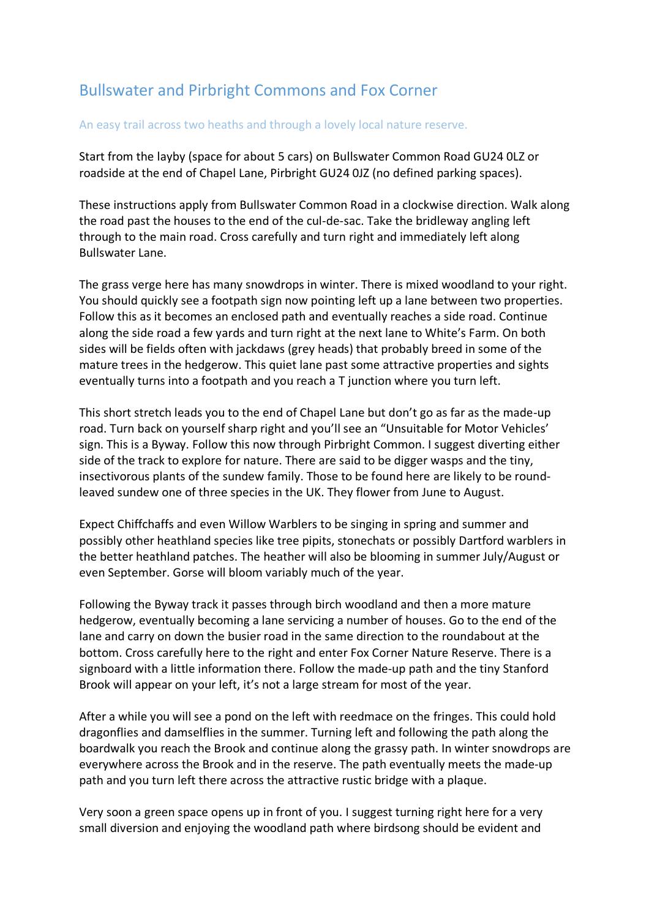# Bullswater and Pirbright Commons and Fox Corner

An easy trail across two heaths and through a lovely local nature reserve.

Start from the layby (space for about 5 cars) on Bullswater Common Road GU24 0LZ or roadside at the end of Chapel Lane, Pirbright GU24 0JZ (no defined parking spaces).

These instructions apply from Bullswater Common Road in a clockwise direction. Walk along the road past the houses to the end of the cul-de-sac. Take the bridleway angling left through to the main road. Cross carefully and turn right and immediately left along Bullswater Lane.

The grass verge here has many snowdrops in winter. There is mixed woodland to your right. You should quickly see a footpath sign now pointing left up a lane between two properties. Follow this as it becomes an enclosed path and eventually reaches a side road. Continue along the side road a few yards and turn right at the next lane to White's Farm. On both sides will be fields often with jackdaws (grey heads) that probably breed in some of the mature trees in the hedgerow. This quiet lane past some attractive properties and sights eventually turns into a footpath and you reach a T junction where you turn left.

This short stretch leads you to the end of Chapel Lane but don't go as far as the made-up road. Turn back on yourself sharp right and you'll see an "Unsuitable for Motor Vehicles' sign. This is a Byway. Follow this now through Pirbright Common. I suggest diverting either side of the track to explore for nature. There are said to be digger wasps and the tiny, insectivorous plants of the sundew family. Those to be found here are likely to be round-leaved sundew one of three species in the UK. They flower from June to August.

Expect Chiffchaffs and even Willow Warblers to be singing in spring and summer and possibly other heathland species like tree pipits, stonechats or possibly Dartford warblers in the better heathland patches. The heather will also be blooming in summer July/August or even September. Gorse will bloom variably much of the year.

Following the Byway track it passes through birch woodland and then a more mature hedgerow, eventually becoming a lane servicing a number of houses. Go to the end of the lane and carry on down the busier road in the same direction to the roundabout at the bottom. Cross carefully here to the right and enter Fox Corner Nature Reserve. There is a signboard with a little information there. Follow the made-up path and the tiny Stanford Brook will appear on your left, it's not a large stream for most of the year.

After a while you will see a pond on the left with reedmace on the fringes. This could hold dragonflies and damselflies in the summer. Turning left and following the path along the boardwalk you reach the Brook and continue along the grassy path. In winter snowdrops are everywhere across the Brook and in the reserve. The path eventually meets the made-up path and you turn left there across the attractive rustic bridge with a plaque.

Very soon a green space opens up in front of you. I suggest turning right here for a very small diversion and enjoying the woodland path where birdsong should be evident and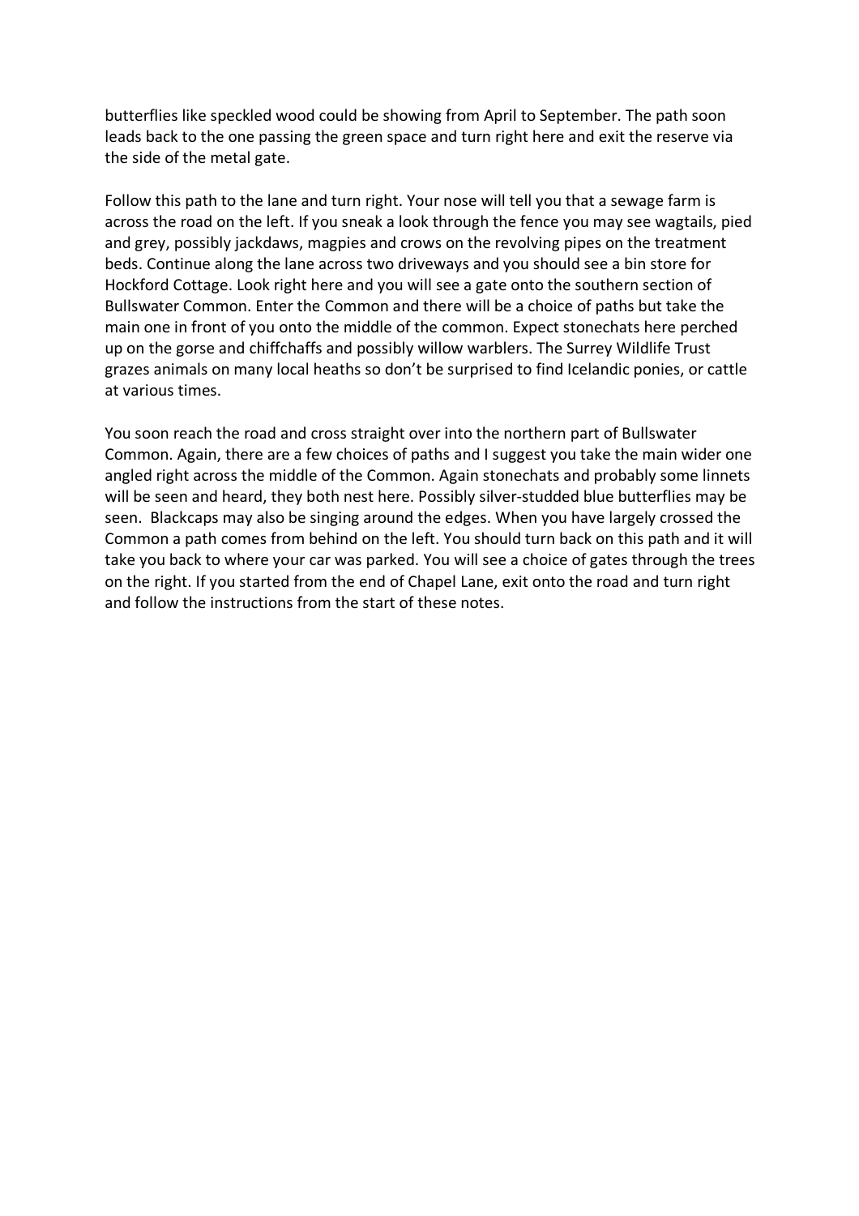butterflies like speckled wood could be showing from April to September. The path soon leads back to the one passing the green space and turn right here and exit the reserve via the side of the metal gate.

Follow this path to the lane and turn right. Your nose will tell you that a sewage farm is across the road on the left. If you sneak a look through the fence you may see wagtails, pied and grey, possibly jackdaws, magpies and crows on the revolving pipes on the treatment beds. Continue along the lane across two driveways and you should see a bin store for Hockford Cottage. Look right here and you will see a gate onto the southern section of Bullswater Common. Enter the Common and there will be a choice of paths but take the main one in front of you onto the middle of the common. Expect stonechats here perched up on the gorse and chiffchaffs and possibly willow warblers. The Surrey Wildlife Trust grazes animals on many local heaths so don't be surprised to find Icelandic ponies, or cattle at various times.

You soon reach the road and cross straight over into the northern part of Bullswater Common. Again, there are a few choices of paths and I suggest you take the main wider one angled right across the middle of the Common. Again stonechats and probably some linnets will be seen and heard, they both nest here. Possibly silver-studded blue butterflies may be seen. Blackcaps may also be singing around the edges. When you have largely crossed the Common a path comes from behind on the left. You should turn back on this path and it will take you back to where your car was parked. You will see a choice of gates through the trees on the right. If you started from the end of Chapel Lane, exit onto the road and turn right and follow the instructions from the start of these notes.